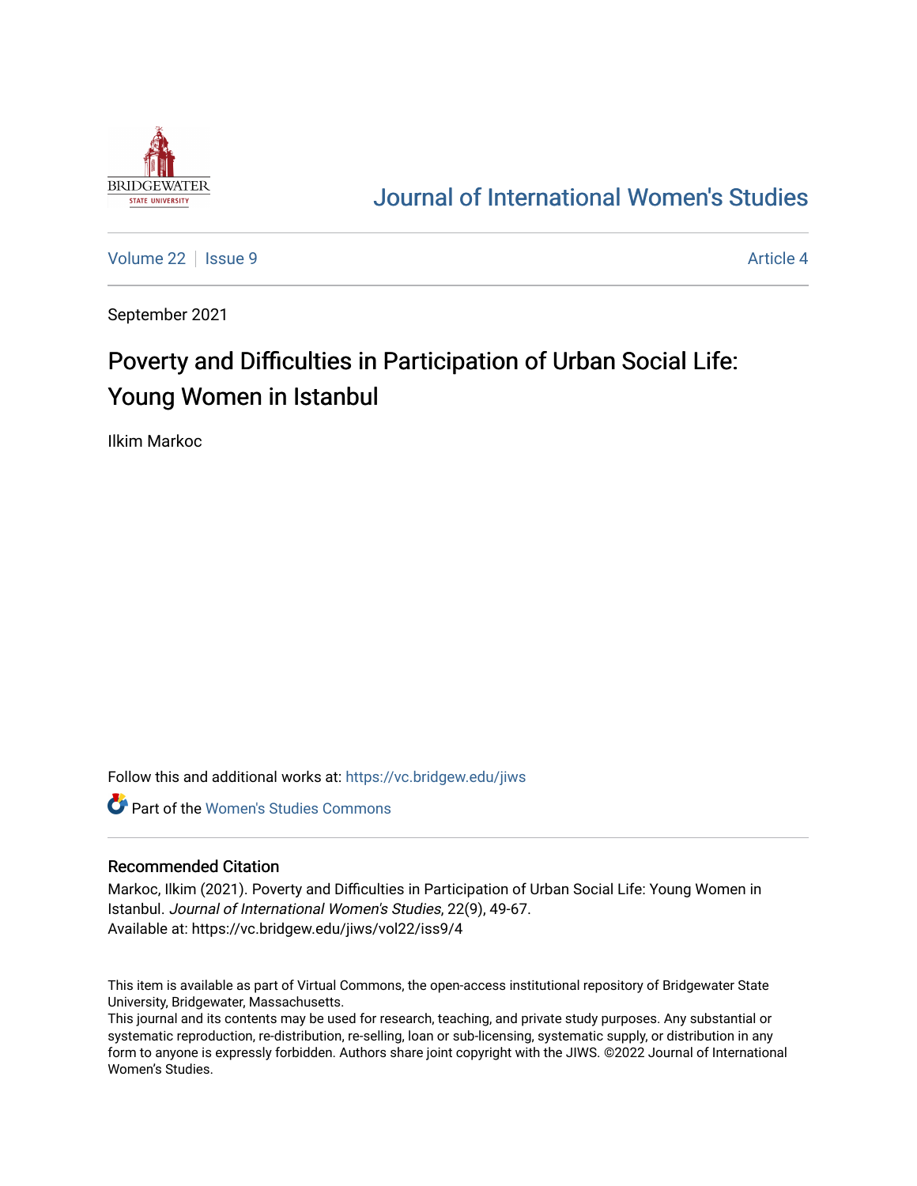Journal of International Women's Studies

Volume 22 | Issue 9 | Article 4

September 2021

# Poverty and Difficulties in Participation of Urban Social Life: Young Women in Istanbul

Ilkim Markoc

Follow this and additional works at: https://vc.bridgew.edu/jiws

Part of the Women's Studies Commons

## Recommended Citation

Markoc, Ilkim (2021). Poverty and Difficulties in Participation of Urban Social Life: Young Women in Istanbul. *Journal of International Women's Studies*, 22(9), 49-67.
Available at: https://vc.bridgew.edu/jiws/vol22/iss9/4

This item is available as part of Virtual Commons, the open-access institutional repository of Bridgewater State University, Bridgewater, Massachusetts.
This journal and its contents may be used for research, teaching, and private study purposes. Any substantial or systematic reproduction, re-distribution, re-selling, loan or sub-licensing, systematic supply, or distribution in any form to anyone is expressly forbidden. Authors share joint copyright with the JIWS. ©2022 Journal of International Women's Studies.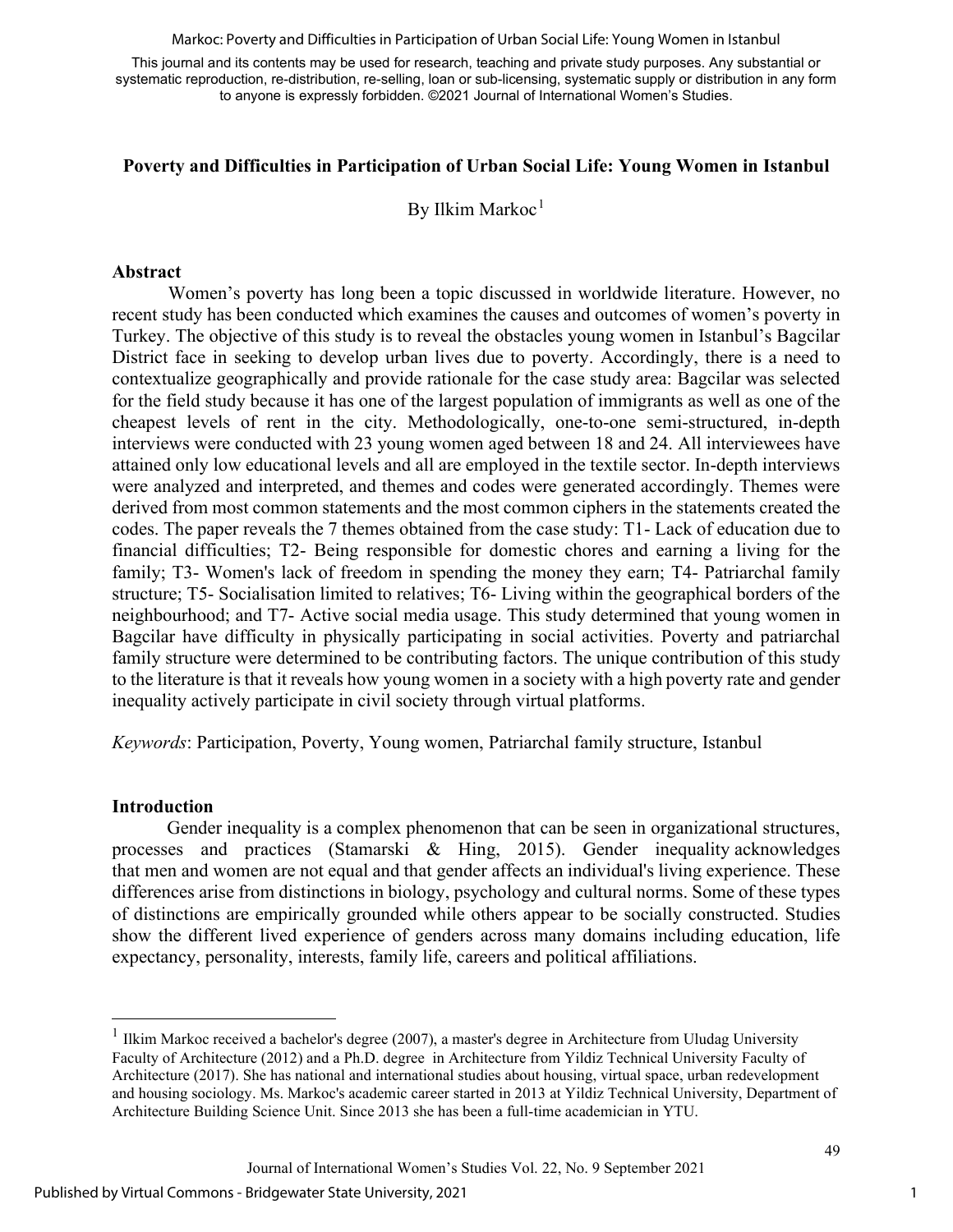# Poverty and Difficulties in Participation of Urban Social Life: Young Women in Istanbul

By Ilkim Markoc[1]

## Abstract

Women's poverty has long been a topic discussed in worldwide literature. However, no recent study has been conducted which examines the causes and outcomes of women's poverty in Turkey. The objective of this study is to reveal the obstacles young women in Istanbul's Bagcilar District face in seeking to develop urban lives due to poverty. Accordingly, there is a need to contextualize geographically and provide rationale for the case study area: Bagcilar was selected for the field study because it has one of the largest population of immigrants as well as one of the cheapest levels of rent in the city. Methodologically, one-to-one semi-structured, in-depth interviews were conducted with 23 young women aged between 18 and 24. All interviewees have attained only low educational levels and all are employed in the textile sector. In-depth interviews were analyzed and interpreted, and themes and codes were generated accordingly. Themes were derived from most common statements and the most common ciphers in the statements created the codes. The paper reveals the 7 themes obtained from the case study: T1- Lack of education due to financial difficulties; T2- Being responsible for domestic chores and earning a living for the family; T3- Women's lack of freedom in spending the money they earn; T4- Patriarchal family structure; T5- Socialisation limited to relatives; T6- Living within the geographical borders of the neighbourhood; and T7- Active social media usage. This study determined that young women in Bagcilar have difficulty in physically participating in social activities. Poverty and patriarchal family structure were determined to be contributing factors. The unique contribution of this study to the literature is that it reveals how young women in a society with a high poverty rate and gender inequality actively participate in civil society through virtual platforms.

*Keywords*: Participation, Poverty, Young women, Patriarchal family structure, Istanbul

## Introduction

Gender inequality is a complex phenomenon that can be seen in organizational structures, processes and practices (Stamarski & Hing, 2015). Gender inequality acknowledges that men and women are not equal and that gender affects an individual's living experience. These differences arise from distinctions in biology, psychology and cultural norms. Some of these types of distinctions are empirically grounded while others appear to be socially constructed. Studies show the different lived experience of genders across many domains including education, life expectancy, personality, interests, family life, careers and political affiliations.

---

[1] Ilkim Markoc received a bachelor's degree (2007), a master's degree in Architecture from Uludag University Faculty of Architecture (2012) and a Ph.D. degree in Architecture from Yildiz Technical University Faculty of Architecture (2017). She has national and international studies about housing, virtual space, urban redevelopment and housing sociology. Ms. Markoc's academic career started in 2013 at Yildiz Technical University, Department of Architecture Building Science Unit. Since 2013 she has been a full-time academician in YTU.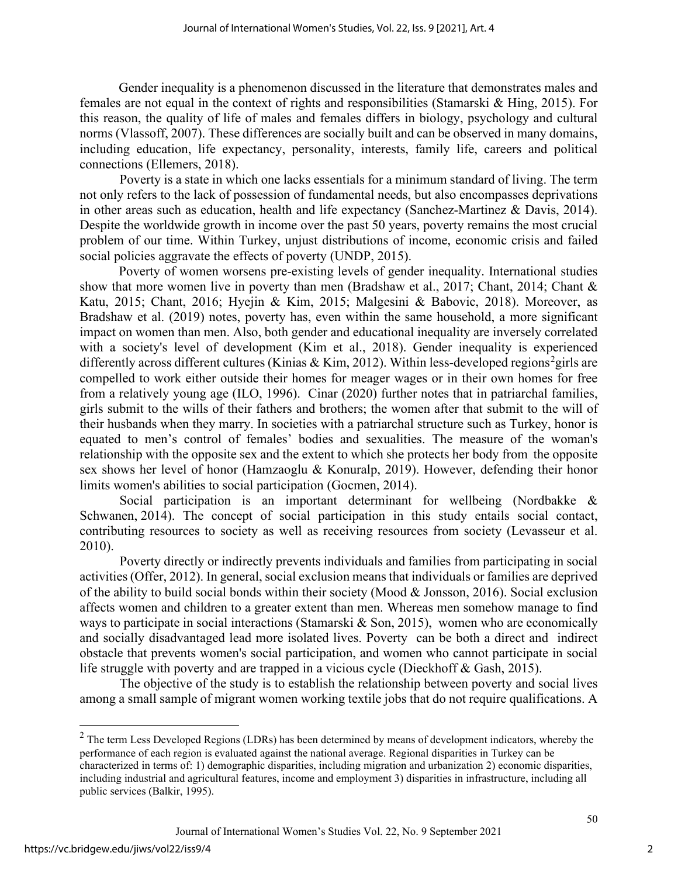Gender inequality is a phenomenon discussed in the literature that demonstrates males and females are not equal in the context of rights and responsibilities (Stamarski & Hing, 2015). For this reason, the quality of life of males and females differs in biology, psychology and cultural norms (Vlassoff, 2007). These differences are socially built and can be observed in many domains, including education, life expectancy, personality, interests, family life, careers and political connections (Ellemers, 2018).

Poverty is a state in which one lacks essentials for a minimum standard of living. The term not only refers to the lack of possession of fundamental needs, but also encompasses deprivations in other areas such as education, health and life expectancy (Sanchez-Martinez & Davis, 2014). Despite the worldwide growth in income over the past 50 years, poverty remains the most crucial problem of our time. Within Turkey, unjust distributions of income, economic crisis and failed social policies aggravate the effects of poverty (UNDP, 2015).

Poverty of women worsens pre-existing levels of gender inequality. International studies show that more women live in poverty than men (Bradshaw et al., 2017; Chant, 2014; Chant & Katu, 2015; Chant, 2016; Hyejin & Kim, 2015; Malgesini & Babovic, 2018). Moreover, as Bradshaw et al. (2019) notes, poverty has, even within the same household, a more significant impact on women than men. Also, both gender and educational inequality are inversely correlated with a society's level of development (Kim et al., 2018). Gender inequality is experienced differently across different cultures (Kinias & Kim, 2012). Within less-developed regions[2] girls are compelled to work either outside their homes for meager wages or in their own homes for free from a relatively young age (ILO, 1996). Cinar (2020) further notes that in patriarchal families, girls submit to the wills of their fathers and brothers; the women after that submit to the will of their husbands when they marry. In societies with a patriarchal structure such as Turkey, honor is equated to men's control of females' bodies and sexualities. The measure of the woman's relationship with the opposite sex and the extent to which she protects her body from the opposite sex shows her level of honor (Hamzaoglu & Konuralp, 2019). However, defending their honor limits women's abilities to social participation (Gocmen, 2014).

Social participation is an important determinant for wellbeing (Nordbakke & Schwanen, 2014). The concept of social participation in this study entails social contact, contributing resources to society as well as receiving resources from society (Levasseur et al. 2010).

Poverty directly or indirectly prevents individuals and families from participating in social activities (Offer, 2012). In general, social exclusion means that individuals or families are deprived of the ability to build social bonds within their society (Mood & Jonsson, 2016). Social exclusion affects women and children to a greater extent than men. Whereas men somehow manage to find ways to participate in social interactions (Stamarski & Son, 2015), women who are economically and socially disadvantaged lead more isolated lives. Poverty can be both a direct and indirect obstacle that prevents women's social participation, and women who cannot participate in social life struggle with poverty and are trapped in a vicious cycle (Dieckhoff & Gash, 2015).

The objective of the study is to establish the relationship between poverty and social lives among a small sample of migrant women working textile jobs that do not require qualifications. A

[2] The term Less Developed Regions (LDRs) has been determined by means of development indicators, whereby the performance of each region is evaluated against the national average. Regional disparities in Turkey can be characterized in terms of: 1) demographic disparities, including migration and urbanization 2) economic disparities, including industrial and agricultural features, income and employment 3) disparities in infrastructure, including all public services (Balkir, 1995).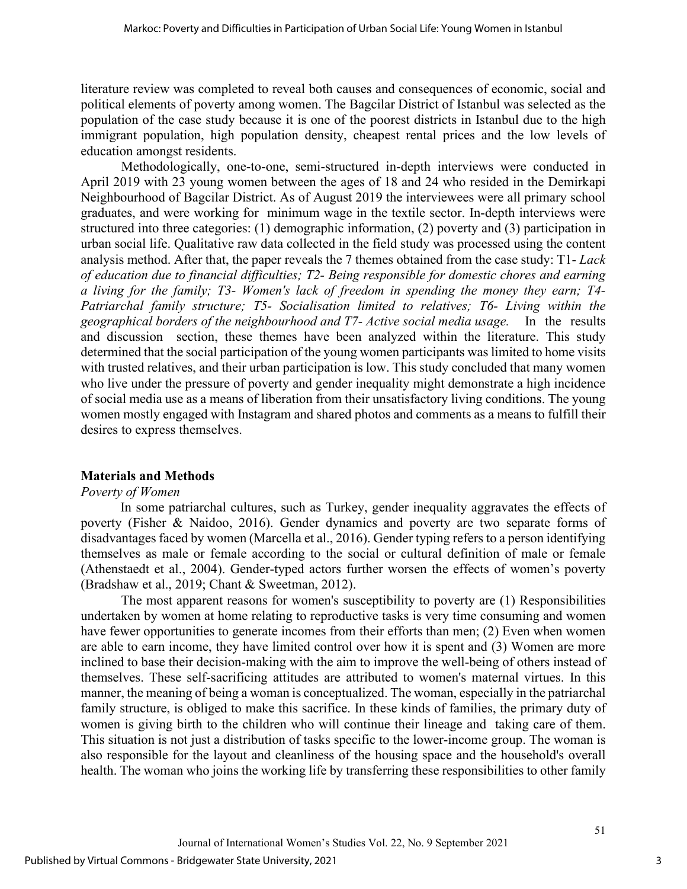literature review was completed to reveal both causes and consequences of economic, social and political elements of poverty among women. The Bagcilar District of Istanbul was selected as the population of the case study because it is one of the poorest districts in Istanbul due to the high immigrant population, high population density, cheapest rental prices and the low levels of education amongst residents.

Methodologically, one-to-one, semi-structured in-depth interviews were conducted in April 2019 with 23 young women between the ages of 18 and 24 who resided in the Demirkapi Neighbourhood of Bagcilar District. As of August 2019 the interviewees were all primary school graduates, and were working for minimum wage in the textile sector. In-depth interviews were structured into three categories: (1) demographic information, (2) poverty and (3) participation in urban social life. Qualitative raw data collected in the field study was processed using the content analysis method. After that, the paper reveals the 7 themes obtained from the case study: T1- *Lack of education due to financial difficulties; T2- Being responsible for domestic chores and earning a living for the family; T3- Women's lack of freedom in spending the money they earn; T4- Patriarchal family structure; T5- Socialisation limited to relatives; T6- Living within the geographical borders of the neighbourhood and T7- Active social media usage.* In the results and discussion section, these themes have been analyzed within the literature. This study determined that the social participation of the young women participants was limited to home visits with trusted relatives, and their urban participation is low. This study concluded that many women who live under the pressure of poverty and gender inequality might demonstrate a high incidence of social media use as a means of liberation from their unsatisfactory living conditions. The young women mostly engaged with Instagram and shared photos and comments as a means to fulfill their desires to express themselves.

## Materials and Methods

*Poverty of Women*

In some patriarchal cultures, such as Turkey, gender inequality aggravates the effects of poverty (Fisher & Naidoo, 2016). Gender dynamics and poverty are two separate forms of disadvantages faced by women (Marcella et al., 2016). Gender typing refers to a person identifying themselves as male or female according to the social or cultural definition of male or female (Athenstaedt et al., 2004). Gender-typed actors further worsen the effects of women's poverty (Bradshaw et al., 2019; Chant & Sweetman, 2012).

The most apparent reasons for women's susceptibility to poverty are (1) Responsibilities undertaken by women at home relating to reproductive tasks is very time consuming and women have fewer opportunities to generate incomes from their efforts than men; (2) Even when women are able to earn income, they have limited control over how it is spent and (3) Women are more inclined to base their decision-making with the aim to improve the well-being of others instead of themselves. These self-sacrificing attitudes are attributed to women's maternal virtues. In this manner, the meaning of being a woman is conceptualized. The woman, especially in the patriarchal family structure, is obliged to make this sacrifice. In these kinds of families, the primary duty of women is giving birth to the children who will continue their lineage and taking care of them. This situation is not just a distribution of tasks specific to the lower-income group. The woman is also responsible for the layout and cleanliness of the housing space and the household's overall health. The woman who joins the working life by transferring these responsibilities to other family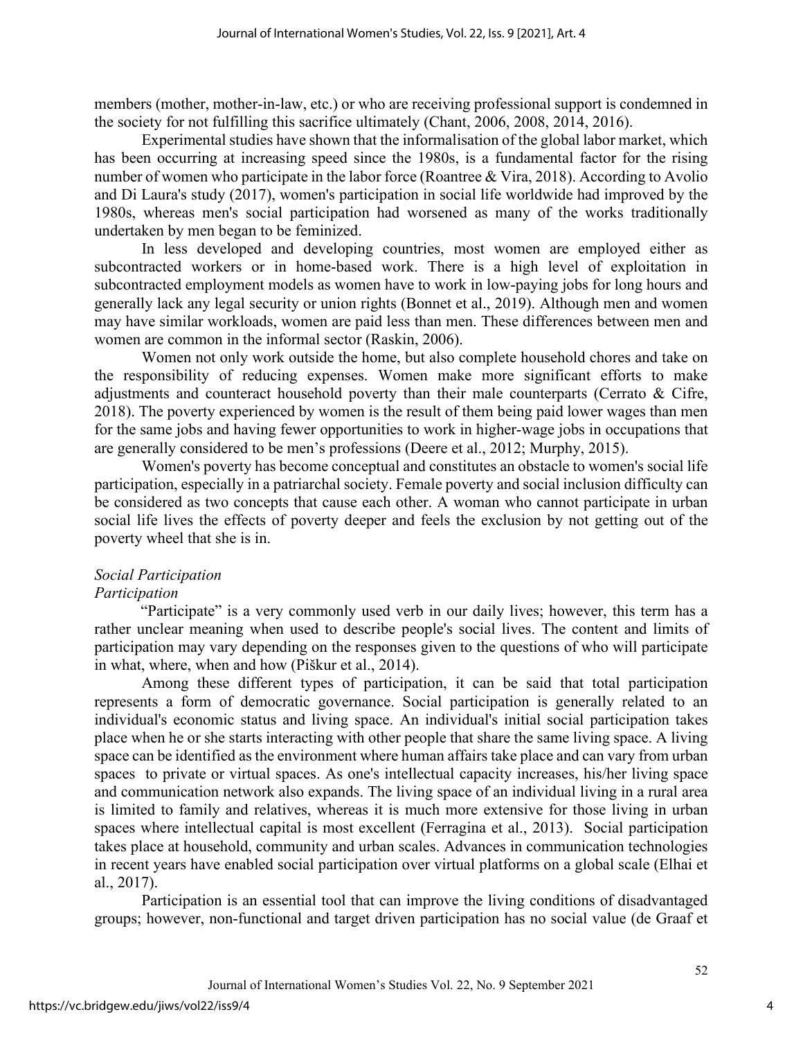members (mother, mother-in-law, etc.) or who are receiving professional support is condemned in the society for not fulfilling this sacrifice ultimately (Chant, 2006, 2008, 2014, 2016).

Experimental studies have shown that the informalisation of the global labor market, which has been occurring at increasing speed since the 1980s, is a fundamental factor for the rising number of women who participate in the labor force (Roantree & Vira, 2018). According to Avolio and Di Laura's study (2017), women's participation in social life worldwide had improved by the 1980s, whereas men's social participation had worsened as many of the works traditionally undertaken by men began to be feminized.

In less developed and developing countries, most women are employed either as subcontracted workers or in home-based work. There is a high level of exploitation in subcontracted employment models as women have to work in low-paying jobs for long hours and generally lack any legal security or union rights (Bonnet et al., 2019). Although men and women may have similar workloads, women are paid less than men. These differences between men and women are common in the informal sector (Raskin, 2006).

Women not only work outside the home, but also complete household chores and take on the responsibility of reducing expenses. Women make more significant efforts to make adjustments and counteract household poverty than their male counterparts (Cerrato & Cifre, 2018). The poverty experienced by women is the result of them being paid lower wages than men for the same jobs and having fewer opportunities to work in higher-wage jobs in occupations that are generally considered to be men's professions (Deere et al., 2012; Murphy, 2015).

Women's poverty has become conceptual and constitutes an obstacle to women's social life participation, especially in a patriarchal society. Female poverty and social inclusion difficulty can be considered as two concepts that cause each other. A woman who cannot participate in urban social life lives the effects of poverty deeper and feels the exclusion by not getting out of the poverty wheel that she is in.

*Social Participation*

*Participation*

"Participate" is a very commonly used verb in our daily lives; however, this term has a rather unclear meaning when used to describe people's social lives. The content and limits of participation may vary depending on the responses given to the questions of who will participate in what, where, when and how (Piškur et al., 2014).

Among these different types of participation, it can be said that total participation represents a form of democratic governance. Social participation is generally related to an individual's economic status and living space. An individual's initial social participation takes place when he or she starts interacting with other people that share the same living space. A living space can be identified as the environment where human affairs take place and can vary from urban spaces to private or virtual spaces. As one's intellectual capacity increases, his/her living space and communication network also expands. The living space of an individual living in a rural area is limited to family and relatives, whereas it is much more extensive for those living in urban spaces where intellectual capital is most excellent (Ferragina et al., 2013). Social participation takes place at household, community and urban scales. Advances in communication technologies in recent years have enabled social participation over virtual platforms on a global scale (Elhai et al., 2017).

Participation is an essential tool that can improve the living conditions of disadvantaged groups; however, non-functional and target driven participation has no social value (de Graaf et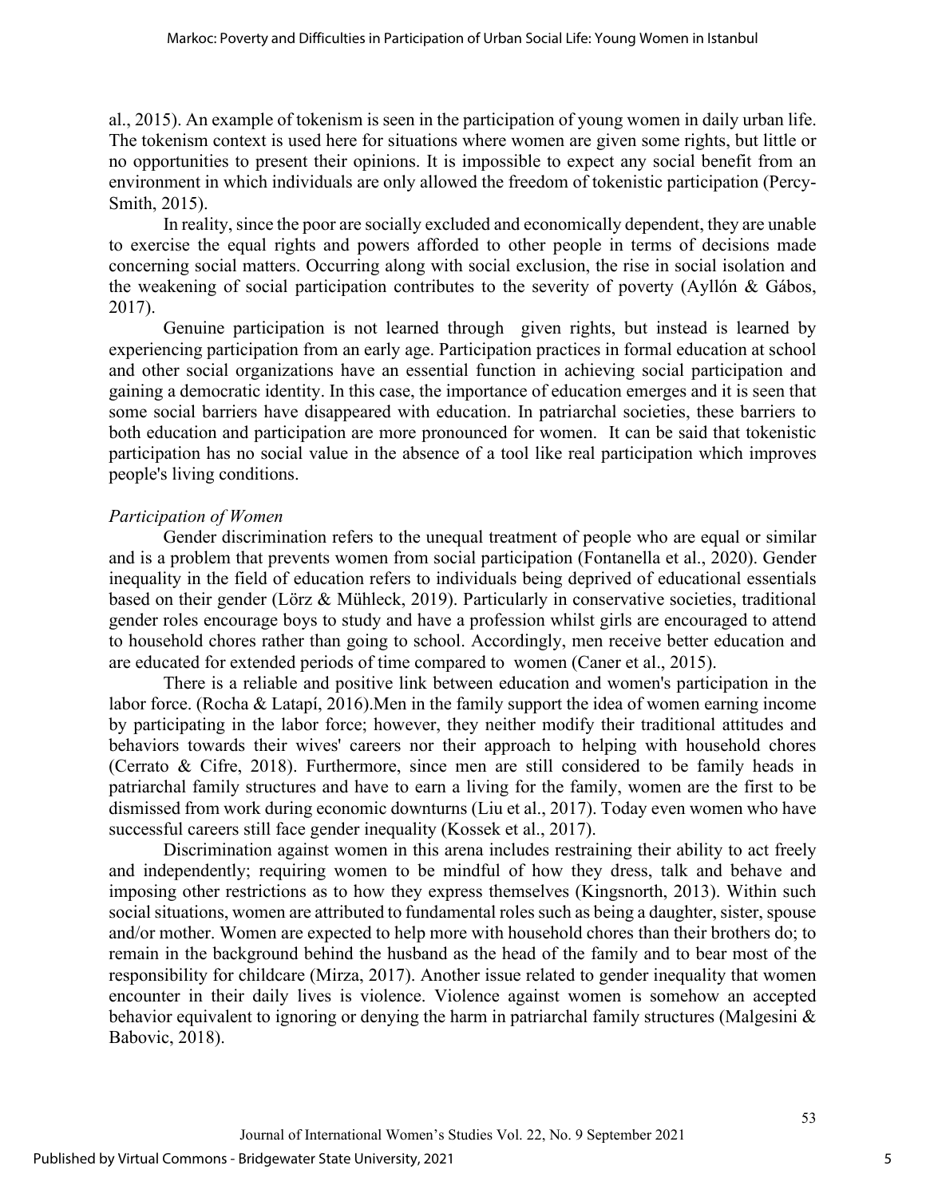al., 2015). An example of tokenism is seen in the participation of young women in daily urban life. The tokenism context is used here for situations where women are given some rights, but little or no opportunities to present their opinions. It is impossible to expect any social benefit from an environment in which individuals are only allowed the freedom of tokenistic participation (Percy-Smith, 2015).

In reality, since the poor are socially excluded and economically dependent, they are unable to exercise the equal rights and powers afforded to other people in terms of decisions made concerning social matters. Occurring along with social exclusion, the rise in social isolation and the weakening of social participation contributes to the severity of poverty (Ayllón & Gábos, 2017).

Genuine participation is not learned through given rights, but instead is learned by experiencing participation from an early age. Participation practices in formal education at school and other social organizations have an essential function in achieving social participation and gaining a democratic identity. In this case, the importance of education emerges and it is seen that some social barriers have disappeared with education. In patriarchal societies, these barriers to both education and participation are more pronounced for women. It can be said that tokenistic participation has no social value in the absence of a tool like real participation which improves people's living conditions.

*Participation of Women*

Gender discrimination refers to the unequal treatment of people who are equal or similar and is a problem that prevents women from social participation (Fontanella et al., 2020). Gender inequality in the field of education refers to individuals being deprived of educational essentials based on their gender (Lörz & Mühleck, 2019). Particularly in conservative societies, traditional gender roles encourage boys to study and have a profession whilst girls are encouraged to attend to household chores rather than going to school. Accordingly, men receive better education and are educated for extended periods of time compared to women (Caner et al., 2015).

There is a reliable and positive link between education and women's participation in the labor force. (Rocha & Latapí, 2016).Men in the family support the idea of women earning income by participating in the labor force; however, they neither modify their traditional attitudes and behaviors towards their wives' careers nor their approach to helping with household chores (Cerrato & Cifre, 2018). Furthermore, since men are still considered to be family heads in patriarchal family structures and have to earn a living for the family, women are the first to be dismissed from work during economic downturns (Liu et al., 2017). Today even women who have successful careers still face gender inequality (Kossek et al., 2017).

Discrimination against women in this arena includes restraining their ability to act freely and independently; requiring women to be mindful of how they dress, talk and behave and imposing other restrictions as to how they express themselves (Kingsnorth, 2013). Within such social situations, women are attributed to fundamental roles such as being a daughter, sister, spouse and/or mother. Women are expected to help more with household chores than their brothers do; to remain in the background behind the husband as the head of the family and to bear most of the responsibility for childcare (Mirza, 2017). Another issue related to gender inequality that women encounter in their daily lives is violence. Violence against women is somehow an accepted behavior equivalent to ignoring or denying the harm in patriarchal family structures (Malgesini & Babovic, 2018).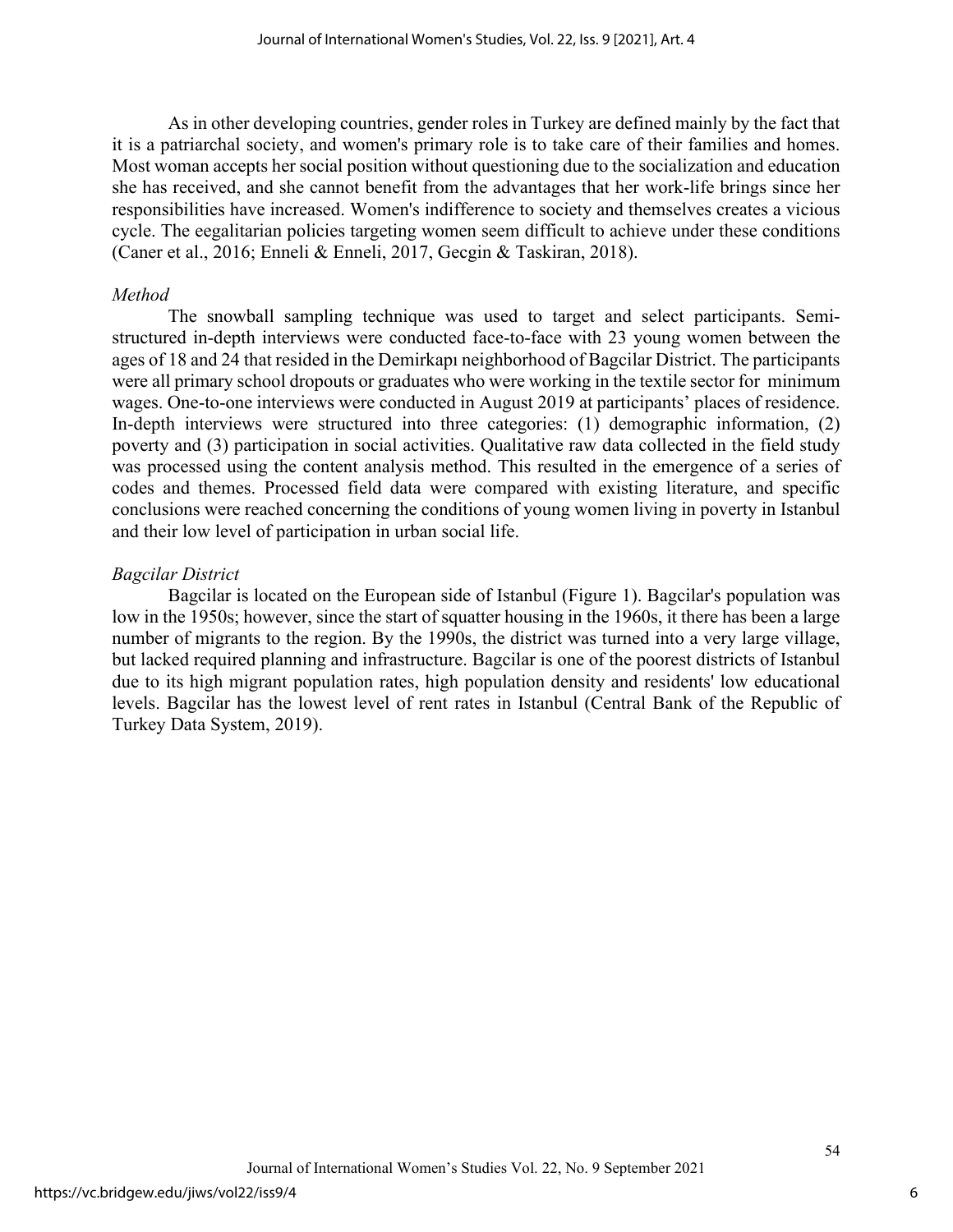As in other developing countries, gender roles in Turkey are defined mainly by the fact that it is a patriarchal society, and women's primary role is to take care of their families and homes. Most woman accepts her social position without questioning due to the socialization and education she has received, and she cannot benefit from the advantages that her work-life brings since her responsibilities have increased. Women's indifference to society and themselves creates a vicious cycle. The eegalitarian policies targeting women seem difficult to achieve under these conditions (Caner et al., 2016; Enneli & Enneli, 2017, Gecgin & Taskiran, 2018).

*Method*

The snowball sampling technique was used to target and select participants. Semi-structured in-depth interviews were conducted face-to-face with 23 young women between the ages of 18 and 24 that resided in the Demirkapı neighborhood of Bagcilar District. The participants were all primary school dropouts or graduates who were working in the textile sector for minimum wages. One-to-one interviews were conducted in August 2019 at participants' places of residence. In-depth interviews were structured into three categories: (1) demographic information, (2) poverty and (3) participation in social activities. Qualitative raw data collected in the field study was processed using the content analysis method. This resulted in the emergence of a series of codes and themes. Processed field data were compared with existing literature, and specific conclusions were reached concerning the conditions of young women living in poverty in Istanbul and their low level of participation in urban social life.

*Bagcilar District*

Bagcilar is located on the European side of Istanbul (Figure 1). Bagcilar's population was low in the 1950s; however, since the start of squatter housing in the 1960s, it there has been a large number of migrants to the region. By the 1990s, the district was turned into a very large village, but lacked required planning and infrastructure. Bagcilar is one of the poorest districts of Istanbul due to its high migrant population rates, high population density and residents' low educational levels. Bagcilar has the lowest level of rent rates in Istanbul (Central Bank of the Republic of Turkey Data System, 2019).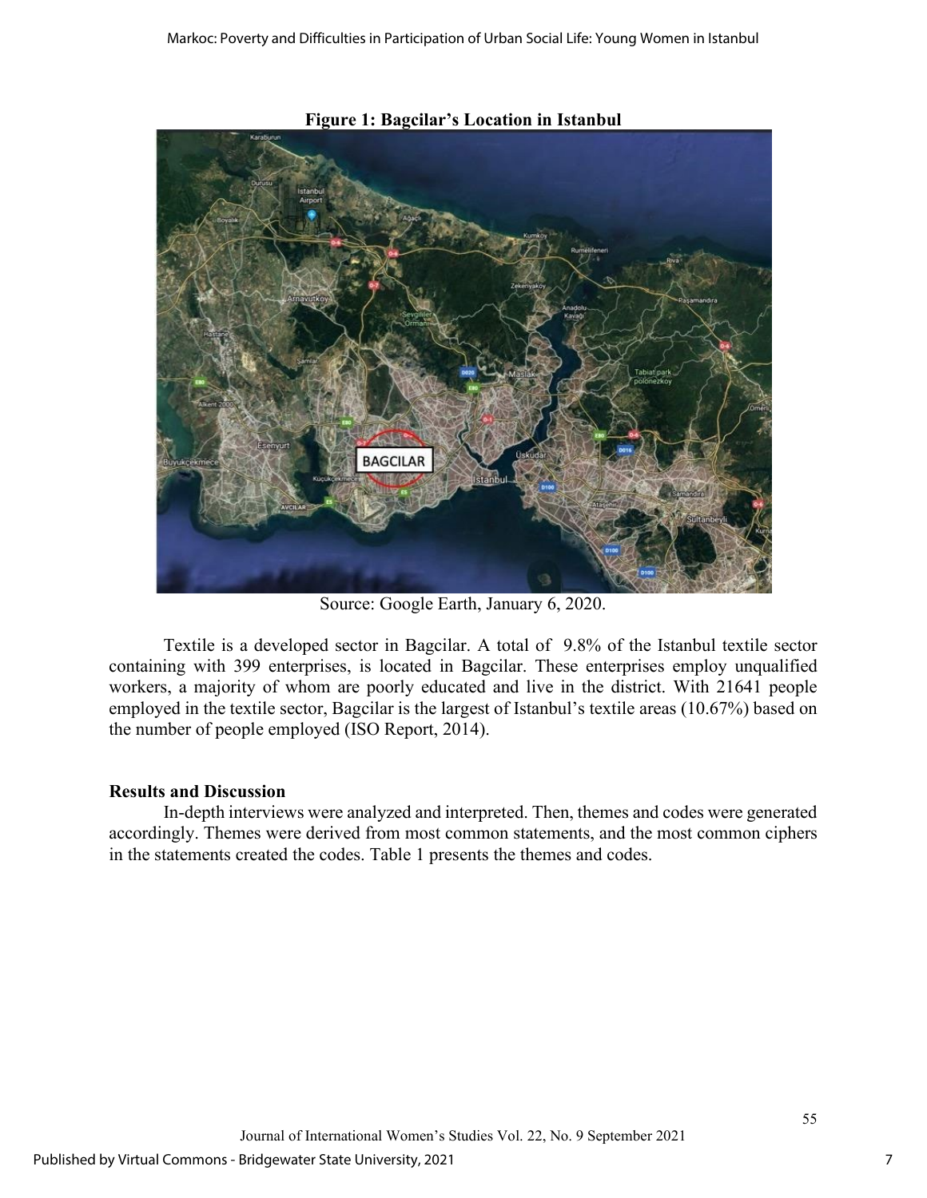**Figure 1: Bagcilar's Location in Istanbul**

Source: Google Earth, January 6, 2020.

Textile is a developed sector in Bagcilar. A total of 9.8% of the Istanbul textile sector containing with 399 enterprises, is located in Bagcilar. These enterprises employ unqualified workers, a majority of whom are poorly educated and live in the district. With 21641 people employed in the textile sector, Bagcilar is the largest of Istanbul's textile areas (10.67%) based on the number of people employed (ISO Report, 2014).

## Results and Discussion

In-depth interviews were analyzed and interpreted. Then, themes and codes were generated accordingly. Themes were derived from most common statements, and the most common ciphers in the statements created the codes. Table 1 presents the themes and codes.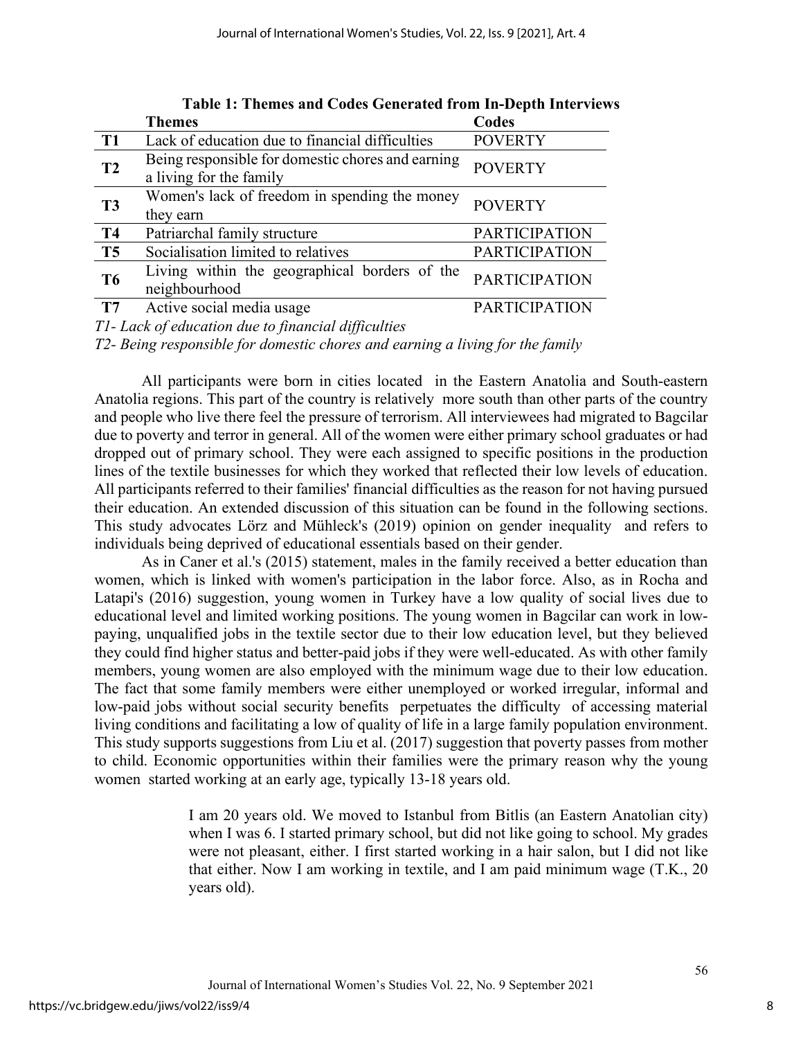**Table 1: Themes and Codes Generated from In-Depth Interviews**

| | Themes | Codes |
|---|---|---|
| **T1** | Lack of education due to financial difficulties | POVERTY |
| **T2** | Being responsible for domestic chores and earning a living for the family | POVERTY |
| **T3** | Women's lack of freedom in spending the money they earn | POVERTY |
| **T4** | Patriarchal family structure | PARTICIPATION |
| **T5** | Socialisation limited to relatives | PARTICIPATION |
| **T6** | Living within the geographical borders of the neighbourhood | PARTICIPATION |
| **T7** | Active social media usage | PARTICIPATION |

*T1- Lack of education due to financial difficulties*

*T2- Being responsible for domestic chores and earning a living for the family*

All participants were born in cities located in the Eastern Anatolia and South-eastern Anatolia regions. This part of the country is relatively more south than other parts of the country and people who live there feel the pressure of terrorism. All interviewees had migrated to Bagcilar due to poverty and terror in general. All of the women were either primary school graduates or had dropped out of primary school. They were each assigned to specific positions in the production lines of the textile businesses for which they worked that reflected their low levels of education. All participants referred to their families' financial difficulties as the reason for not having pursued their education. An extended discussion of this situation can be found in the following sections. This study advocates Lörz and Mühleck's (2019) opinion on gender inequality and refers to individuals being deprived of educational essentials based on their gender.

As in Caner et al.'s (2015) statement, males in the family received a better education than women, which is linked with women's participation in the labor force. Also, as in Rocha and Latapi's (2016) suggestion, young women in Turkey have a low quality of social lives due to educational level and limited working positions. The young women in Bagcilar can work in low-paying, unqualified jobs in the textile sector due to their low education level, but they believed they could find higher status and better-paid jobs if they were well-educated. As with other family members, young women are also employed with the minimum wage due to their low education. The fact that some family members were either unemployed or worked irregular, informal and low-paid jobs without social security benefits perpetuates the difficulty of accessing material living conditions and facilitating a low of quality of life in a large family population environment. This study supports suggestions from Liu et al. (2017) suggestion that poverty passes from mother to child. Economic opportunities within their families were the primary reason why the young women started working at an early age, typically 13-18 years old.

> I am 20 years old. We moved to Istanbul from Bitlis (an Eastern Anatolian city) when I was 6. I started primary school, but did not like going to school. My grades were not pleasant, either. I first started working in a hair salon, but I did not like that either. Now I am working in textile, and I am paid minimum wage (T.K., 20 years old).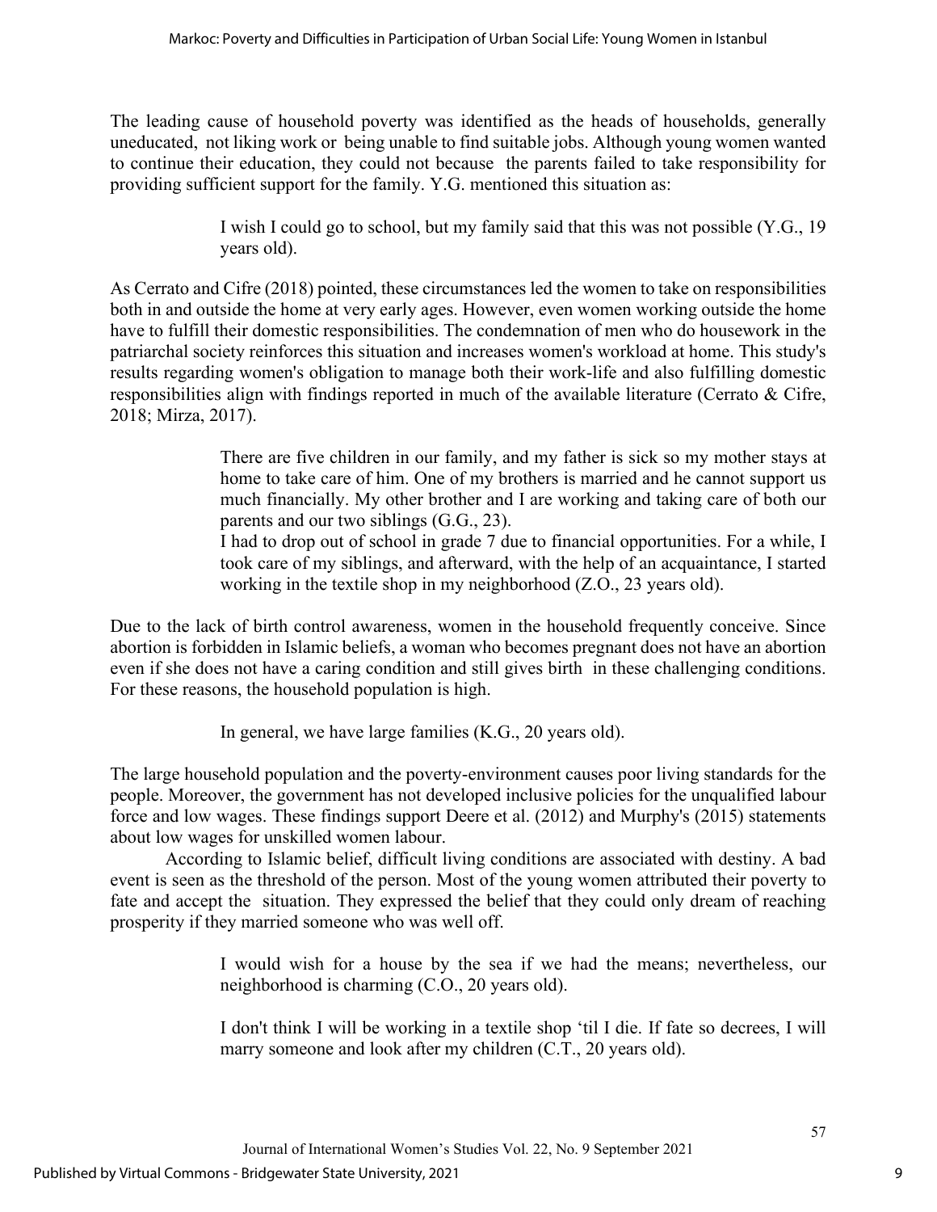The leading cause of household poverty was identified as the heads of households, generally uneducated, not liking work or being unable to find suitable jobs. Although young women wanted to continue their education, they could not because the parents failed to take responsibility for providing sufficient support for the family. Y.G. mentioned this situation as:

> I wish I could go to school, but my family said that this was not possible (Y.G., 19 years old).

As Cerrato and Cifre (2018) pointed, these circumstances led the women to take on responsibilities both in and outside the home at very early ages. However, even women working outside the home have to fulfill their domestic responsibilities. The condemnation of men who do housework in the patriarchal society reinforces this situation and increases women's workload at home. This study's results regarding women's obligation to manage both their work-life and also fulfilling domestic responsibilities align with findings reported in much of the available literature (Cerrato & Cifre, 2018; Mirza, 2017).

> There are five children in our family, and my father is sick so my mother stays at home to take care of him. One of my brothers is married and he cannot support us much financially. My other brother and I are working and taking care of both our parents and our two siblings (G.G., 23).
>
> I had to drop out of school in grade 7 due to financial opportunities. For a while, I took care of my siblings, and afterward, with the help of an acquaintance, I started working in the textile shop in my neighborhood (Z.O., 23 years old).

Due to the lack of birth control awareness, women in the household frequently conceive. Since abortion is forbidden in Islamic beliefs, a woman who becomes pregnant does not have an abortion even if she does not have a caring condition and still gives birth in these challenging conditions. For these reasons, the household population is high.

> In general, we have large families (K.G., 20 years old).

The large household population and the poverty-environment causes poor living standards for the people. Moreover, the government has not developed inclusive policies for the unqualified labour force and low wages. These findings support Deere et al. (2012) and Murphy's (2015) statements about low wages for unskilled women labour.

According to Islamic belief, difficult living conditions are associated with destiny. A bad event is seen as the threshold of the person. Most of the young women attributed their poverty to fate and accept the situation. They expressed the belief that they could only dream of reaching prosperity if they married someone who was well off.

> I would wish for a house by the sea if we had the means; nevertheless, our neighborhood is charming (C.O., 20 years old).

> I don't think I will be working in a textile shop 'til I die. If fate so decrees, I will marry someone and look after my children (C.T., 20 years old).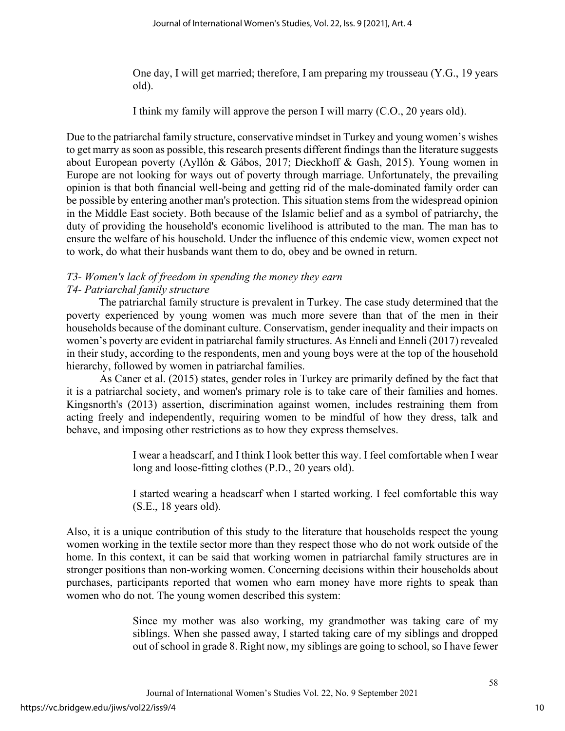> One day, I will get married; therefore, I am preparing my trousseau (Y.G., 19 years old).

> I think my family will approve the person I will marry (C.O., 20 years old).

Due to the patriarchal family structure, conservative mindset in Turkey and young women's wishes to get marry as soon as possible, this research presents different findings than the literature suggests about European poverty (Ayllón & Gábos, 2017; Dieckhoff & Gash, 2015). Young women in Europe are not looking for ways out of poverty through marriage. Unfortunately, the prevailing opinion is that both financial well-being and getting rid of the male-dominated family order can be possible by entering another man's protection. This situation stems from the widespread opinion in the Middle East society. Both because of the Islamic belief and as a symbol of patriarchy, the duty of providing the household's economic livelihood is attributed to the man. The man has to ensure the welfare of his household. Under the influence of this endemic view, women expect not to work, do what their husbands want them to do, obey and be owned in return.

*T3- Women's lack of freedom in spending the money they earn*
*T4- Patriarchal family structure*

The patriarchal family structure is prevalent in Turkey. The case study determined that the poverty experienced by young women was much more severe than that of the men in their households because of the dominant culture. Conservatism, gender inequality and their impacts on women's poverty are evident in patriarchal family structures. As Enneli and Enneli (2017) revealed in their study, according to the respondents, men and young boys were at the top of the household hierarchy, followed by women in patriarchal families.

As Caner et al. (2015) states, gender roles in Turkey are primarily defined by the fact that it is a patriarchal society, and women's primary role is to take care of their families and homes. Kingsnorth's (2013) assertion, discrimination against women, includes restraining them from acting freely and independently, requiring women to be mindful of how they dress, talk and behave, and imposing other restrictions as to how they express themselves.

> I wear a headscarf, and I think I look better this way. I feel comfortable when I wear long and loose-fitting clothes (P.D., 20 years old).

> I started wearing a headscarf when I started working. I feel comfortable this way (S.E., 18 years old).

Also, it is a unique contribution of this study to the literature that households respect the young women working in the textile sector more than they respect those who do not work outside of the home. In this context, it can be said that working women in patriarchal family structures are in stronger positions than non-working women. Concerning decisions within their households about purchases, participants reported that women who earn money have more rights to speak than women who do not. The young women described this system:

> Since my mother was also working, my grandmother was taking care of my siblings. When she passed away, I started taking care of my siblings and dropped out of school in grade 8. Right now, my siblings are going to school, so I have fewer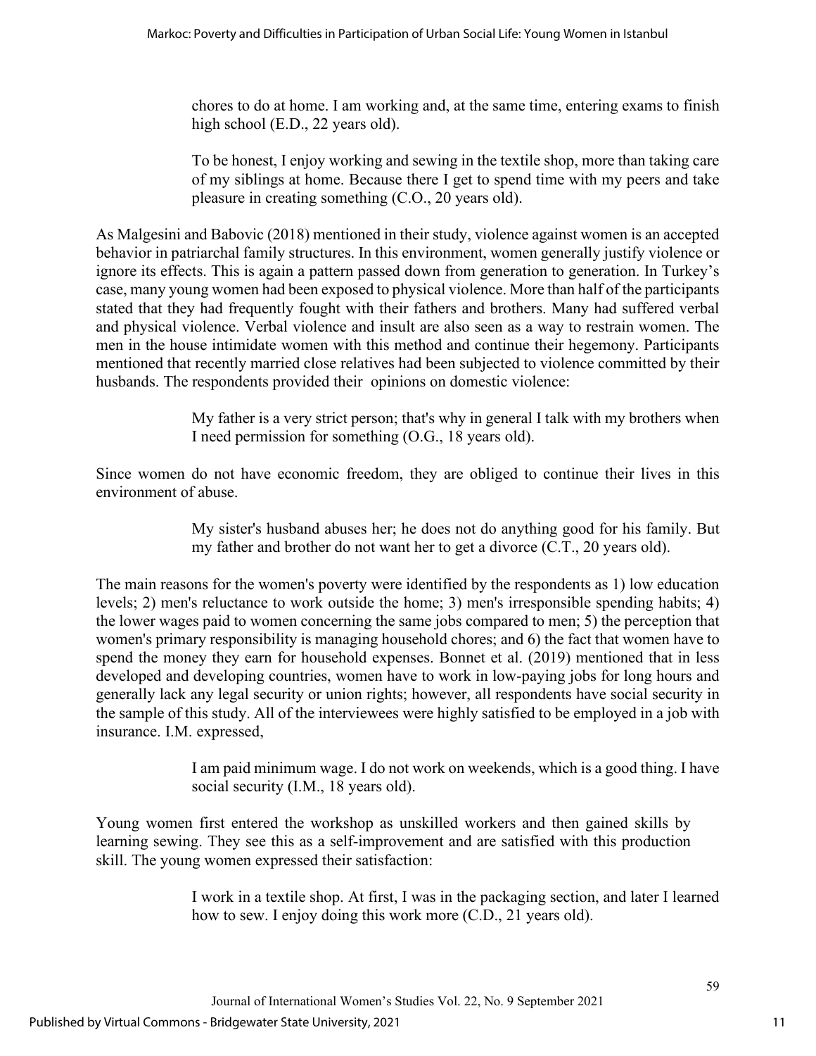> chores to do at home. I am working and, at the same time, entering exams to finish high school (E.D., 22 years old).

> To be honest, I enjoy working and sewing in the textile shop, more than taking care of my siblings at home. Because there I get to spend time with my peers and take pleasure in creating something (C.O., 20 years old).

As Malgesini and Babovic (2018) mentioned in their study, violence against women is an accepted behavior in patriarchal family structures. In this environment, women generally justify violence or ignore its effects. This is again a pattern passed down from generation to generation. In Turkey's case, many young women had been exposed to physical violence. More than half of the participants stated that they had frequently fought with their fathers and brothers. Many had suffered verbal and physical violence. Verbal violence and insult are also seen as a way to restrain women. The men in the house intimidate women with this method and continue their hegemony. Participants mentioned that recently married close relatives had been subjected to violence committed by their husbands. The respondents provided their opinions on domestic violence:

> My father is a very strict person; that's why in general I talk with my brothers when I need permission for something (O.G., 18 years old).

Since women do not have economic freedom, they are obliged to continue their lives in this environment of abuse.

> My sister's husband abuses her; he does not do anything good for his family. But my father and brother do not want her to get a divorce (C.T., 20 years old).

The main reasons for the women's poverty were identified by the respondents as 1) low education levels; 2) men's reluctance to work outside the home; 3) men's irresponsible spending habits; 4) the lower wages paid to women concerning the same jobs compared to men; 5) the perception that women's primary responsibility is managing household chores; and 6) the fact that women have to spend the money they earn for household expenses. Bonnet et al. (2019) mentioned that in less developed and developing countries, women have to work in low-paying jobs for long hours and generally lack any legal security or union rights; however, all respondents have social security in the sample of this study. All of the interviewees were highly satisfied to be employed in a job with insurance. I.M. expressed,

> I am paid minimum wage. I do not work on weekends, which is a good thing. I have social security (I.M., 18 years old).

Young women first entered the workshop as unskilled workers and then gained skills by learning sewing. They see this as a self-improvement and are satisfied with this production skill. The young women expressed their satisfaction:

> I work in a textile shop. At first, I was in the packaging section, and later I learned how to sew. I enjoy doing this work more (C.D., 21 years old).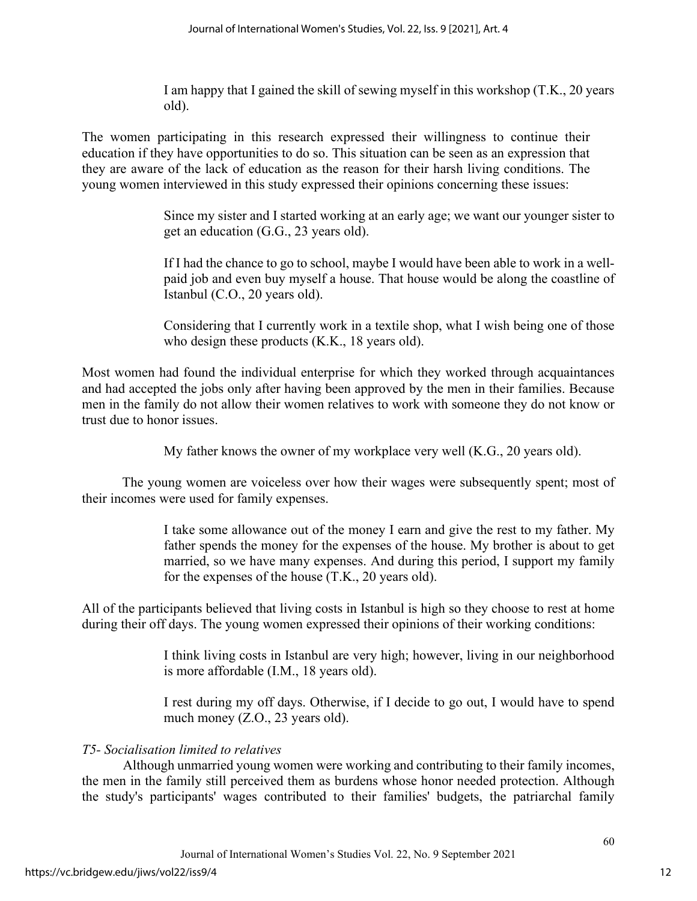> I am happy that I gained the skill of sewing myself in this workshop (T.K., 20 years old).

The women participating in this research expressed their willingness to continue their education if they have opportunities to do so. This situation can be seen as an expression that they are aware of the lack of education as the reason for their harsh living conditions. The young women interviewed in this study expressed their opinions concerning these issues:

> Since my sister and I started working at an early age; we want our younger sister to get an education (G.G., 23 years old).

> If I had the chance to go to school, maybe I would have been able to work in a well-paid job and even buy myself a house. That house would be along the coastline of Istanbul (C.O., 20 years old).

> Considering that I currently work in a textile shop, what I wish being one of those who design these products (K.K., 18 years old).

Most women had found the individual enterprise for which they worked through acquaintances and had accepted the jobs only after having been approved by the men in their families. Because men in the family do not allow their women relatives to work with someone they do not know or trust due to honor issues.

> My father knows the owner of my workplace very well (K.G., 20 years old).

The young women are voiceless over how their wages were subsequently spent; most of their incomes were used for family expenses.

> I take some allowance out of the money I earn and give the rest to my father. My father spends the money for the expenses of the house. My brother is about to get married, so we have many expenses. And during this period, I support my family for the expenses of the house (T.K., 20 years old).

All of the participants believed that living costs in Istanbul is high so they choose to rest at home during their off days. The young women expressed their opinions of their working conditions:

> I think living costs in Istanbul are very high; however, living in our neighborhood is more affordable (I.M., 18 years old).

> I rest during my off days. Otherwise, if I decide to go out, I would have to spend much money (Z.O., 23 years old).

*T5- Socialisation limited to relatives*

Although unmarried young women were working and contributing to their family incomes, the men in the family still perceived them as burdens whose honor needed protection. Although the study's participants' wages contributed to their families' budgets, the patriarchal family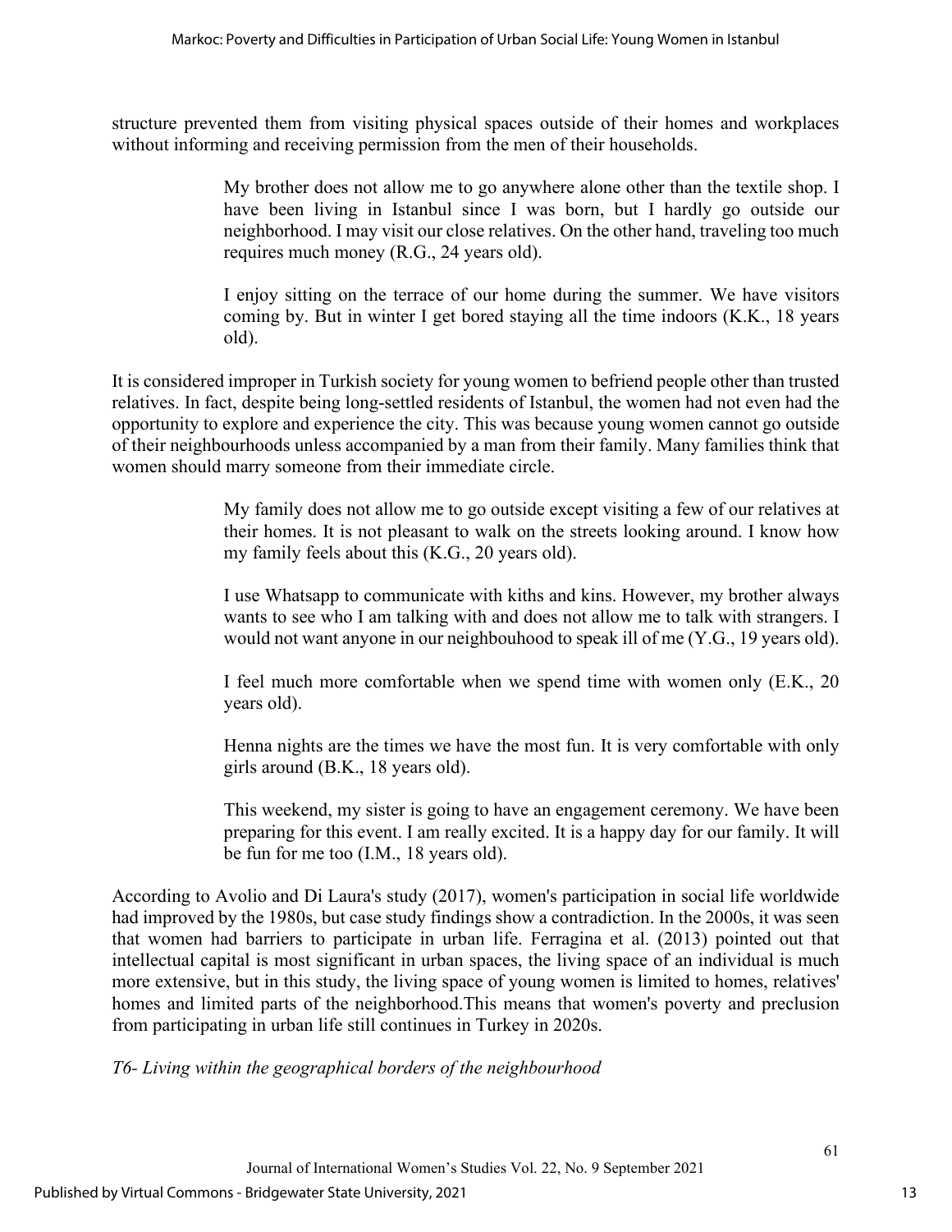structure prevented them from visiting physical spaces outside of their homes and workplaces without informing and receiving permission from the men of their households.

> My brother does not allow me to go anywhere alone other than the textile shop. I have been living in Istanbul since I was born, but I hardly go outside our neighborhood. I may visit our close relatives. On the other hand, traveling too much requires much money (R.G., 24 years old).

> I enjoy sitting on the terrace of our home during the summer. We have visitors coming by. But in winter I get bored staying all the time indoors (K.K., 18 years old).

It is considered improper in Turkish society for young women to befriend people other than trusted relatives. In fact, despite being long-settled residents of Istanbul, the women had not even had the opportunity to explore and experience the city. This was because young women cannot go outside of their neighbourhoods unless accompanied by a man from their family. Many families think that women should marry someone from their immediate circle.

> My family does not allow me to go outside except visiting a few of our relatives at their homes. It is not pleasant to walk on the streets looking around. I know how my family feels about this (K.G., 20 years old).

> I use Whatsapp to communicate with kiths and kins. However, my brother always wants to see who I am talking with and does not allow me to talk with strangers. I would not want anyone in our neighbouhood to speak ill of me (Y.G., 19 years old).

> I feel much more comfortable when we spend time with women only (E.K., 20 years old).

> Henna nights are the times we have the most fun. It is very comfortable with only girls around (B.K., 18 years old).

> This weekend, my sister is going to have an engagement ceremony. We have been preparing for this event. I am really excited. It is a happy day for our family. It will be fun for me too (I.M., 18 years old).

According to Avolio and Di Laura's study (2017), women's participation in social life worldwide had improved by the 1980s, but case study findings show a contradiction. In the 2000s, it was seen that women had barriers to participate in urban life. Ferragina et al. (2013) pointed out that intellectual capital is most significant in urban spaces, the living space of an individual is much more extensive, but in this study, the living space of young women is limited to homes, relatives' homes and limited parts of the neighborhood.This means that women's poverty and preclusion from participating in urban life still continues in Turkey in 2020s.

*T6- Living within the geographical borders of the neighbourhood*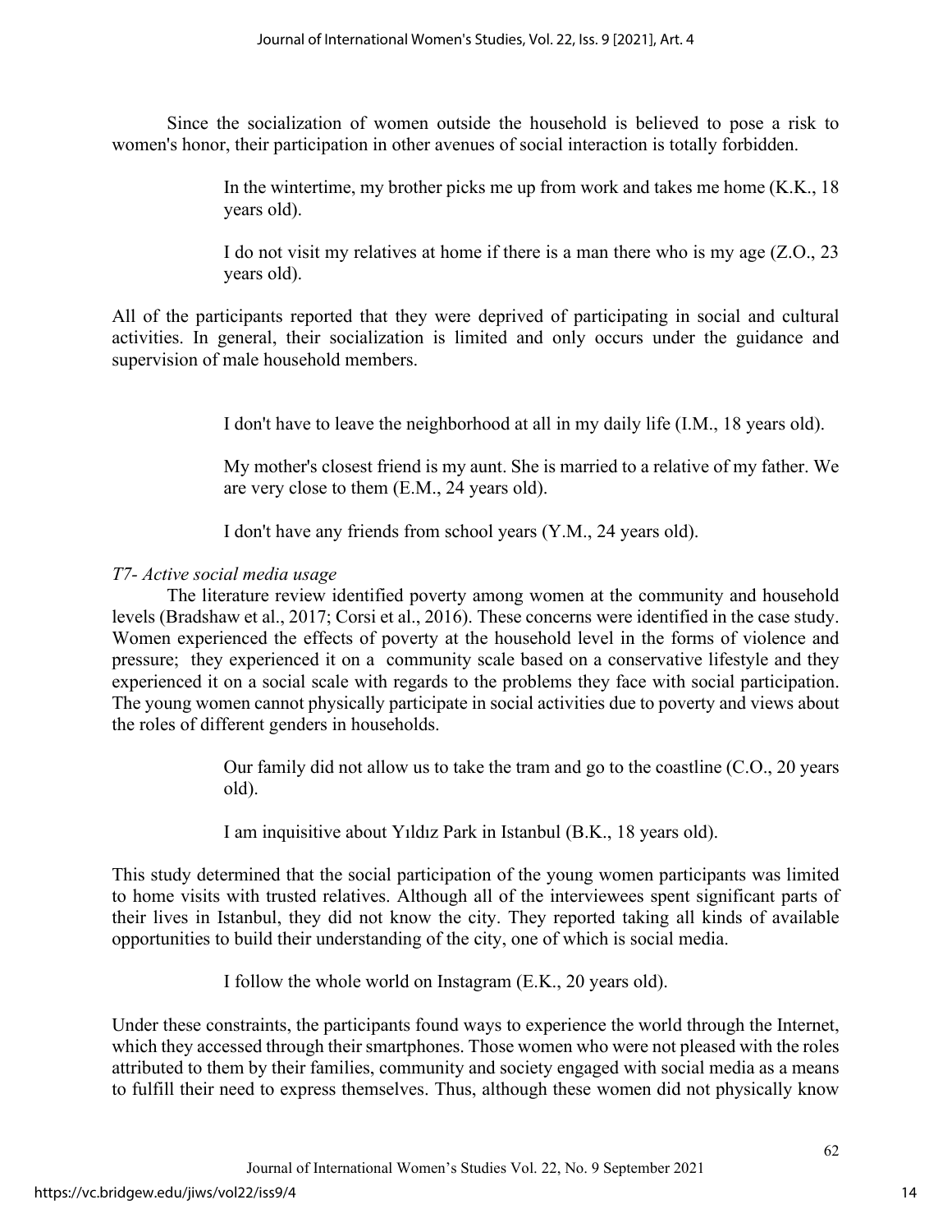Since the socialization of women outside the household is believed to pose a risk to women's honor, their participation in other avenues of social interaction is totally forbidden.

> In the wintertime, my brother picks me up from work and takes me home (K.K., 18 years old).
>
> I do not visit my relatives at home if there is a man there who is my age (Z.O., 23 years old).

All of the participants reported that they were deprived of participating in social and cultural activities. In general, their socialization is limited and only occurs under the guidance and supervision of male household members.

> I don't have to leave the neighborhood at all in my daily life (I.M., 18 years old).
>
> My mother's closest friend is my aunt. She is married to a relative of my father. We are very close to them (E.M., 24 years old).
>
> I don't have any friends from school years (Y.M., 24 years old).

*T7- Active social media usage*

The literature review identified poverty among women at the community and household levels (Bradshaw et al., 2017; Corsi et al., 2016). These concerns were identified in the case study. Women experienced the effects of poverty at the household level in the forms of violence and pressure; they experienced it on a community scale based on a conservative lifestyle and they experienced it on a social scale with regards to the problems they face with social participation. The young women cannot physically participate in social activities due to poverty and views about the roles of different genders in households.

> Our family did not allow us to take the tram and go to the coastline (C.O., 20 years old).
>
> I am inquisitive about Yıldız Park in Istanbul (B.K., 18 years old).

This study determined that the social participation of the young women participants was limited to home visits with trusted relatives. Although all of the interviewees spent significant parts of their lives in Istanbul, they did not know the city. They reported taking all kinds of available opportunities to build their understanding of the city, one of which is social media.

> I follow the whole world on Instagram (E.K., 20 years old).

Under these constraints, the participants found ways to experience the world through the Internet, which they accessed through their smartphones. Those women who were not pleased with the roles attributed to them by their families, community and society engaged with social media as a means to fulfill their need to express themselves. Thus, although these women did not physically know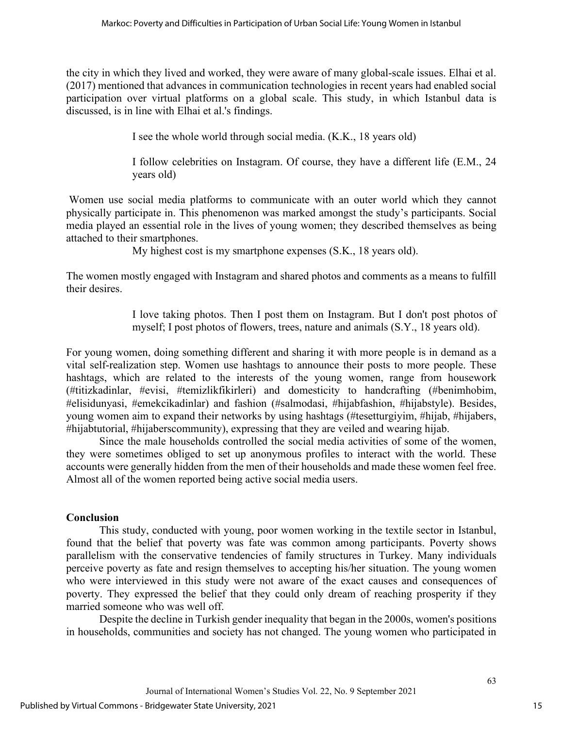the city in which they lived and worked, they were aware of many global-scale issues. Elhai et al. (2017) mentioned that advances in communication technologies in recent years had enabled social participation over virtual platforms on a global scale. This study, in which Istanbul data is discussed, is in line with Elhai et al.'s findings.

> I see the whole world through social media. (K.K., 18 years old)

> I follow celebrities on Instagram. Of course, they have a different life (E.M., 24 years old)

Women use social media platforms to communicate with an outer world which they cannot physically participate in. This phenomenon was marked amongst the study's participants. Social media played an essential role in the lives of young women; they described themselves as being attached to their smartphones.

> My highest cost is my smartphone expenses (S.K., 18 years old).

The women mostly engaged with Instagram and shared photos and comments as a means to fulfill their desires.

> I love taking photos. Then I post them on Instagram. But I don't post photos of myself; I post photos of flowers, trees, nature and animals (S.Y., 18 years old).

For young women, doing something different and sharing it with more people is in demand as a vital self-realization step. Women use hashtags to announce their posts to more people. These hashtags, which are related to the interests of the young women, range from housework (#titizkadinlar, #evisi, #temizlikfikirleri) and domesticity to handcrafting (#benimhobim, #elisidunyasi, #emekcikadinlar) and fashion (#salmodasi, #hijabfashion, #hijabstyle). Besides, young women aim to expand their networks by using hashtags (#tesetturgiyim, #hijab, #hijabers, #hijabtutorial, #hijaberscommunity), expressing that they are veiled and wearing hijab.

Since the male households controlled the social media activities of some of the women, they were sometimes obliged to set up anonymous profiles to interact with the world. These accounts were generally hidden from the men of their households and made these women feel free. Almost all of the women reported being active social media users.

## Conclusion

This study, conducted with young, poor women working in the textile sector in Istanbul, found that the belief that poverty was fate was common among participants. Poverty shows parallelism with the conservative tendencies of family structures in Turkey. Many individuals perceive poverty as fate and resign themselves to accepting his/her situation. The young women who were interviewed in this study were not aware of the exact causes and consequences of poverty. They expressed the belief that they could only dream of reaching prosperity if they married someone who was well off.

Despite the decline in Turkish gender inequality that began in the 2000s, women's positions in households, communities and society has not changed. The young women who participated in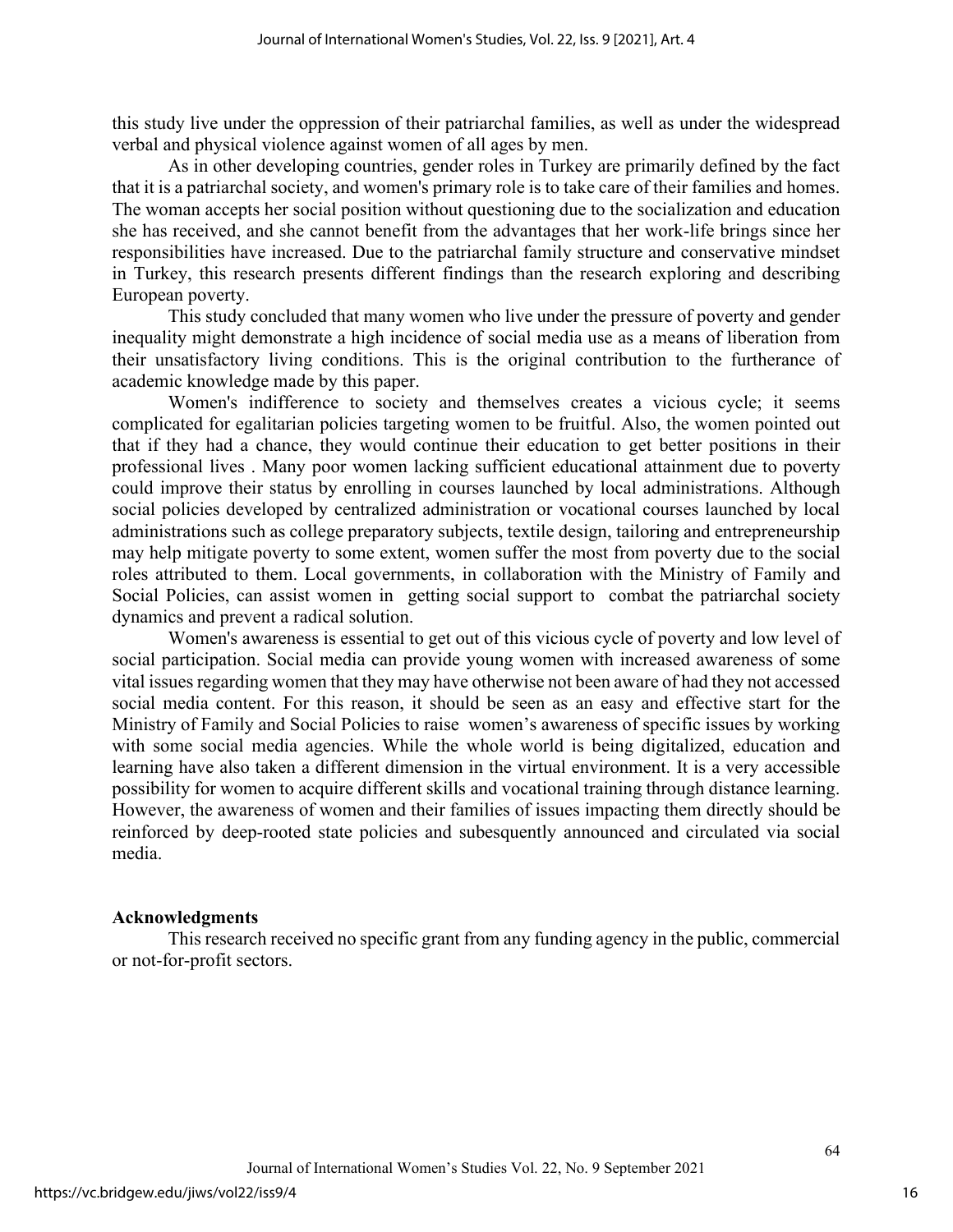this study live under the oppression of their patriarchal families, as well as under the widespread verbal and physical violence against women of all ages by men.

As in other developing countries, gender roles in Turkey are primarily defined by the fact that it is a patriarchal society, and women's primary role is to take care of their families and homes. The woman accepts her social position without questioning due to the socialization and education she has received, and she cannot benefit from the advantages that her work-life brings since her responsibilities have increased. Due to the patriarchal family structure and conservative mindset in Turkey, this research presents different findings than the research exploring and describing European poverty.

This study concluded that many women who live under the pressure of poverty and gender inequality might demonstrate a high incidence of social media use as a means of liberation from their unsatisfactory living conditions. This is the original contribution to the furtherance of academic knowledge made by this paper.

Women's indifference to society and themselves creates a vicious cycle; it seems complicated for egalitarian policies targeting women to be fruitful. Also, the women pointed out that if they had a chance, they would continue their education to get better positions in their professional lives . Many poor women lacking sufficient educational attainment due to poverty could improve their status by enrolling in courses launched by local administrations. Although social policies developed by centralized administration or vocational courses launched by local administrations such as college preparatory subjects, textile design, tailoring and entrepreneurship may help mitigate poverty to some extent, women suffer the most from poverty due to the social roles attributed to them. Local governments, in collaboration with the Ministry of Family and Social Policies, can assist women in getting social support to combat the patriarchal society dynamics and prevent a radical solution.

Women's awareness is essential to get out of this vicious cycle of poverty and low level of social participation. Social media can provide young women with increased awareness of some vital issues regarding women that they may have otherwise not been aware of had they not accessed social media content. For this reason, it should be seen as an easy and effective start for the Ministry of Family and Social Policies to raise women's awareness of specific issues by working with some social media agencies. While the whole world is being digitalized, education and learning have also taken a different dimension in the virtual environment. It is a very accessible possibility for women to acquire different skills and vocational training through distance learning. However, the awareness of women and their families of issues impacting them directly should be reinforced by deep-rooted state policies and subesquently announced and circulated via social media.

## Acknowledgments

This research received no specific grant from any funding agency in the public, commercial or not-for-profit sectors.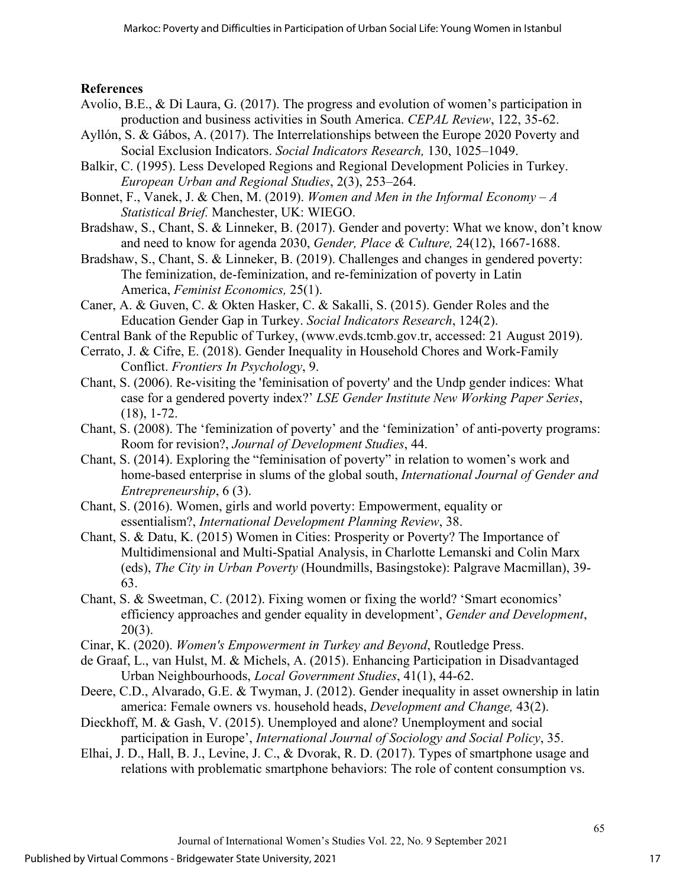**References**

Avolio, B.E., & Di Laura, G. (2017). The progress and evolution of women's participation in production and business activities in South America. *CEPAL Review*, 122, 35-62.

Ayllón, S. & Gábos, A. (2017). The Interrelationships between the Europe 2020 Poverty and Social Exclusion Indicators. *Social Indicators Research,* 130, 1025–1049.

Balkir, C. (1995). Less Developed Regions and Regional Development Policies in Turkey. *European Urban and Regional Studies*, 2(3), 253–264.

Bonnet, F., Vanek, J. & Chen, M. (2019). *Women and Men in the Informal Economy – A Statistical Brief.* Manchester, UK: WIEGO.

Bradshaw, S., Chant, S. & Linneker, B. (2017). Gender and poverty: What we know, don't know and need to know for agenda 2030, *Gender, Place & Culture,* 24(12), 1667-1688.

Bradshaw, S., Chant, S. & Linneker, B. (2019). Challenges and changes in gendered poverty: The feminization, de-feminization, and re-feminization of poverty in Latin America, *Feminist Economics,* 25(1).

Caner, A. & Guven, C. & Okten Hasker, C. & Sakalli, S. (2015). Gender Roles and the Education Gender Gap in Turkey. *Social Indicators Research*, 124(2).

Central Bank of the Republic of Turkey, (www.evds.tcmb.gov.tr, accessed: 21 August 2019).

Cerrato, J. & Cifre, E. (2018). Gender Inequality in Household Chores and Work-Family Conflict. *Frontiers In Psychology*, 9.

Chant, S. (2006). Re-visiting the 'feminisation of poverty' and the Undp gender indices: What case for a gendered poverty index?' *LSE Gender Institute New Working Paper Series*, (18), 1-72.

Chant, S. (2008). The 'feminization of poverty' and the 'feminization' of anti-poverty programs: Room for revision?, *Journal of Development Studies*, 44.

Chant, S. (2014). Exploring the "feminisation of poverty" in relation to women's work and home-based enterprise in slums of the global south, *International Journal of Gender and Entrepreneurship*, 6 (3).

Chant, S. (2016). Women, girls and world poverty: Empowerment, equality or essentialism?, *International Development Planning Review*, 38.

Chant, S. & Datu, K. (2015) Women in Cities: Prosperity or Poverty? The Importance of Multidimensional and Multi-Spatial Analysis, in Charlotte Lemanski and Colin Marx (eds), *The City in Urban Poverty* (Houndmills, Basingstoke): Palgrave Macmillan), 39-63.

Chant, S. & Sweetman, C. (2012). Fixing women or fixing the world? 'Smart economics' efficiency approaches and gender equality in development', *Gender and Development*, 20(3).

Cinar, K. (2020). *Women's Empowerment in Turkey and Beyond*, Routledge Press.

de Graaf, L., van Hulst, M. & Michels, A. (2015). Enhancing Participation in Disadvantaged Urban Neighbourhoods, *Local Government Studies*, 41(1), 44-62.

Deere, C.D., Alvarado, G.E. & Twyman, J. (2012). Gender inequality in asset ownership in latin america: Female owners vs. household heads, *Development and Change,* 43(2).

Dieckhoff, M. & Gash, V. (2015). Unemployed and alone? Unemployment and social participation in Europe', *International Journal of Sociology and Social Policy*, 35.

Elhai, J. D., Hall, B. J., Levine, J. C., & Dvorak, R. D. (2017). Types of smartphone usage and relations with problematic smartphone behaviors: The role of content consumption vs.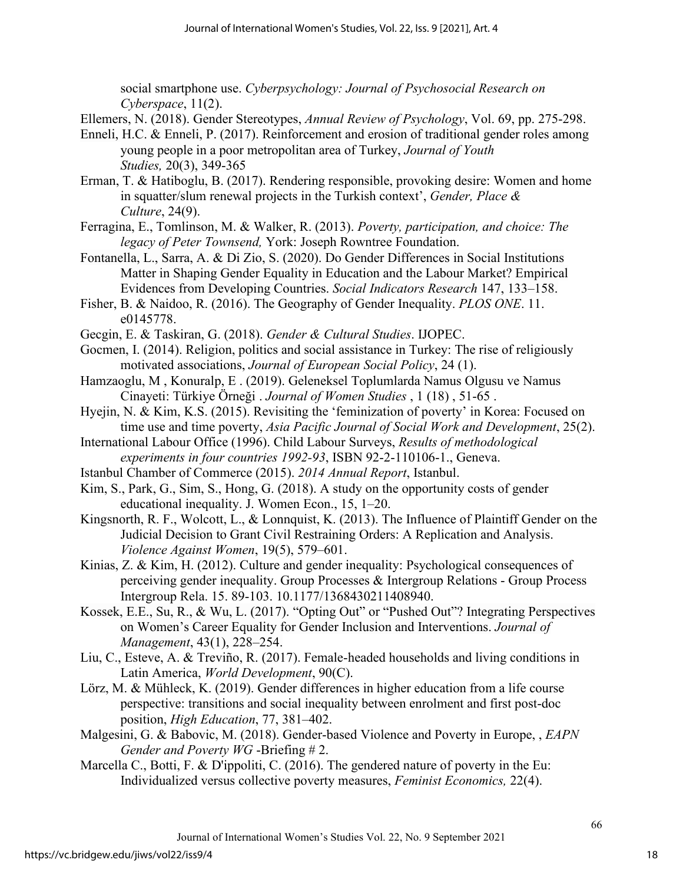social smartphone use. *Cyberpsychology: Journal of Psychosocial Research on Cyberspace*, 11(2).

Ellemers, N. (2018). Gender Stereotypes, *Annual Review of Psychology*, Vol. 69, pp. 275-298.

Enneli, H.C. & Enneli, P. (2017). Reinforcement and erosion of traditional gender roles among young people in a poor metropolitan area of Turkey, *Journal of Youth Studies,* 20(3), 349-365

Erman, T. & Hatiboglu, B. (2017). Rendering responsible, provoking desire: Women and home in squatter/slum renewal projects in the Turkish context', *Gender, Place & Culture*, 24(9).

Ferragina, E., Tomlinson, M. & Walker, R. (2013). *Poverty, participation, and choice: The legacy of Peter Townsend,* York: Joseph Rowntree Foundation.

Fontanella, L., Sarra, A. & Di Zio, S. (2020). Do Gender Differences in Social Institutions Matter in Shaping Gender Equality in Education and the Labour Market? Empirical Evidences from Developing Countries. *Social Indicators Research* 147, 133–158.

Fisher, B. & Naidoo, R. (2016). The Geography of Gender Inequality. *PLOS ONE*. 11. e0145778.

Gecgin, E. & Taskiran, G. (2018). *Gender & Cultural Studies*. IJOPEC.

Gocmen, I. (2014). Religion, politics and social assistance in Turkey: The rise of religiously motivated associations, *Journal of European Social Policy*, 24 (1).

Hamzaoglu, M , Konuralp, E . (2019). Geleneksel Toplumlarda Namus Olgusu ve Namus Cinayeti: Türkiye Örneği . *Journal of Women Studies* , 1 (18) , 51-65 .

Hyejin, N. & Kim, K.S. (2015). Revisiting the 'feminization of poverty' in Korea: Focused on time use and time poverty, *Asia Pacific Journal of Social Work and Development*, 25(2).

International Labour Office (1996). Child Labour Surveys, *Results of methodological experiments in four countries 1992-93*, ISBN 92-2-110106-1., Geneva.

Istanbul Chamber of Commerce (2015). *2014 Annual Report*, Istanbul.

Kim, S., Park, G., Sim, S., Hong, G. (2018). A study on the opportunity costs of gender educational inequality. J. Women Econ., 15, 1–20.

Kingsnorth, R. F., Wolcott, L., & Lonnquist, K. (2013). The Influence of Plaintiff Gender on the Judicial Decision to Grant Civil Restraining Orders: A Replication and Analysis. *Violence Against Women*, 19(5), 579–601.

Kinias, Z. & Kim, H. (2012). Culture and gender inequality: Psychological consequences of perceiving gender inequality. Group Processes & Intergroup Relations - Group Process Intergroup Rela. 15. 89-103. 10.1177/1368430211408940.

Kossek, E.E., Su, R., & Wu, L. (2017). "Opting Out" or "Pushed Out"? Integrating Perspectives on Women's Career Equality for Gender Inclusion and Interventions. *Journal of Management*, 43(1), 228–254.

Liu, C., Esteve, A. & Treviño, R. (2017). Female-headed households and living conditions in Latin America, *World Development*, 90(C).

Lörz, M. & Mühleck, K. (2019). Gender differences in higher education from a life course perspective: transitions and social inequality between enrolment and first post-doc position, *High Education*, 77, 381–402.

Malgesini, G. & Babovic, M. (2018). Gender-based Violence and Poverty in Europe, , *EAPN Gender and Poverty WG* -Briefing # 2.

Marcella C., Botti, F. & D'ippoliti, C. (2016). The gendered nature of poverty in the Eu: Individualized versus collective poverty measures, *Feminist Economics,* 22(4).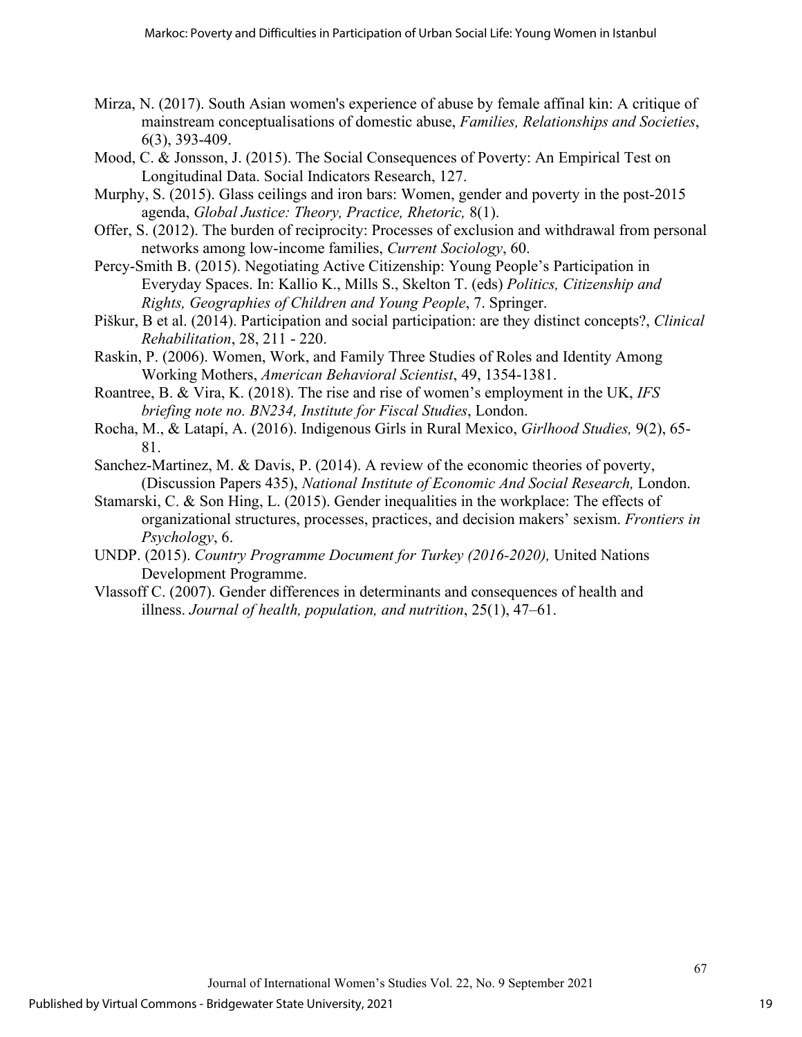Mirza, N. (2017). South Asian women's experience of abuse by female affinal kin: A critique of mainstream conceptualisations of domestic abuse, *Families, Relationships and Societies*, 6(3), 393-409.

Mood, C. & Jonsson, J. (2015). The Social Consequences of Poverty: An Empirical Test on Longitudinal Data. Social Indicators Research, 127.

Murphy, S. (2015). Glass ceilings and iron bars: Women, gender and poverty in the post-2015 agenda, *Global Justice: Theory, Practice, Rhetoric,* 8(1).

Offer, S. (2012). The burden of reciprocity: Processes of exclusion and withdrawal from personal networks among low-income families, *Current Sociology*, 60.

Percy-Smith B. (2015). Negotiating Active Citizenship: Young People's Participation in Everyday Spaces. In: Kallio K., Mills S., Skelton T. (eds) *Politics, Citizenship and Rights, Geographies of Children and Young People*, 7. Springer.

Piškur, B et al. (2014). Participation and social participation: are they distinct concepts?, *Clinical Rehabilitation*, 28, 211 - 220.

Raskin, P. (2006). Women, Work, and Family Three Studies of Roles and Identity Among Working Mothers, *American Behavioral Scientist*, 49, 1354-1381.

Roantree, B. & Vira, K. (2018). The rise and rise of women's employment in the UK, *IFS briefing note no. BN234, Institute for Fiscal Studies*, London.

Rocha, M., & Latapí, A. (2016). Indigenous Girls in Rural Mexico, *Girlhood Studies,* 9(2), 65-81.

Sanchez-Martinez, M. & Davis, P. (2014). A review of the economic theories of poverty, (Discussion Papers 435), *National Institute of Economic And Social Research,* London.

Stamarski, C. & Son Hing, L. (2015). Gender inequalities in the workplace: The effects of organizational structures, processes, practices, and decision makers' sexism. *Frontiers in Psychology*, 6.

UNDP. (2015). *Country Programme Document for Turkey (2016-2020),* United Nations Development Programme.

Vlassoff C. (2007). Gender differences in determinants and consequences of health and illness. *Journal of health, population, and nutrition*, 25(1), 47–61.